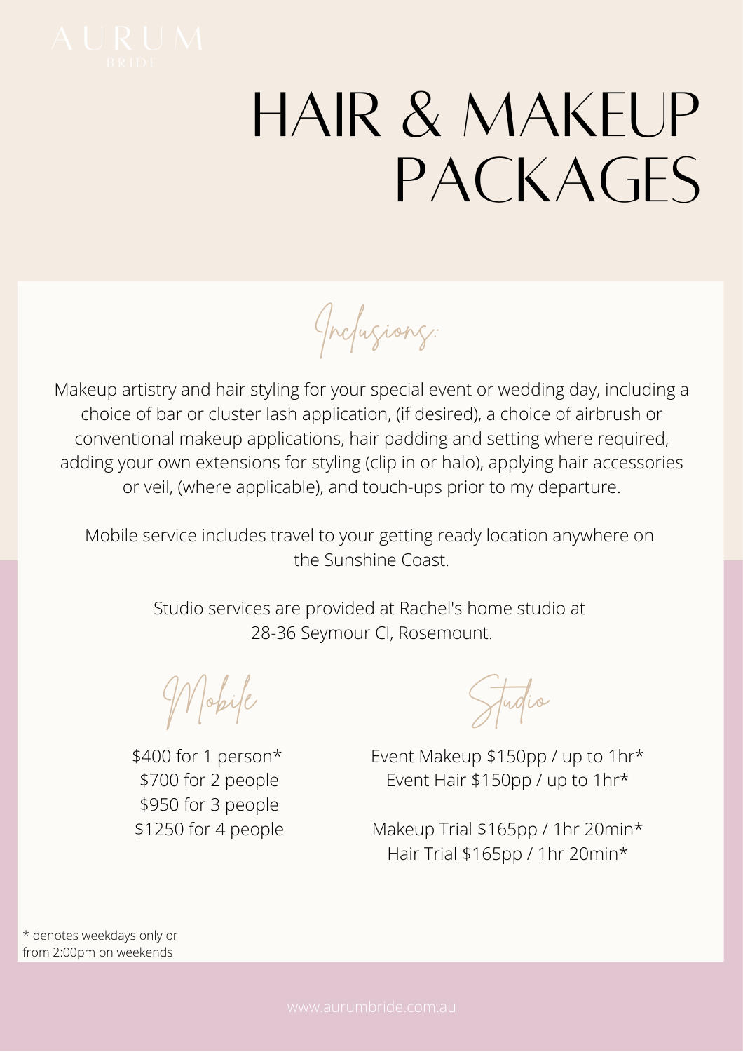AURUM
BRIDE

# HAIR & MAKEUP PACKAGES

## Inclusions:

Makeup artistry and hair styling for your special event or wedding day, including a choice of bar or cluster lash application, (if desired), a choice of airbrush or conventional makeup applications, hair padding and setting where required, adding your own extensions for styling (clip in or halo), applying hair accessories or veil, (where applicable), and touch-ups prior to my departure.

Mobile service includes travel to your getting ready location anywhere on the Sunshine Coast.

Studio services are provided at Rachel's home studio at 28-36 Seymour Cl, Rosemount.

### Mobile

$400 for 1 person*
$700 for 2 people
$950 for 3 people
$1250 for 4 people

### Studio

Event Makeup $150pp / up to 1hr*
Event Hair $150pp / up to 1hr*

Makeup Trial $165pp / 1hr 20min*
Hair Trial $165pp / 1hr 20min*

* denotes weekdays only or from 2:00pm on weekends

www.aurumbride.com.au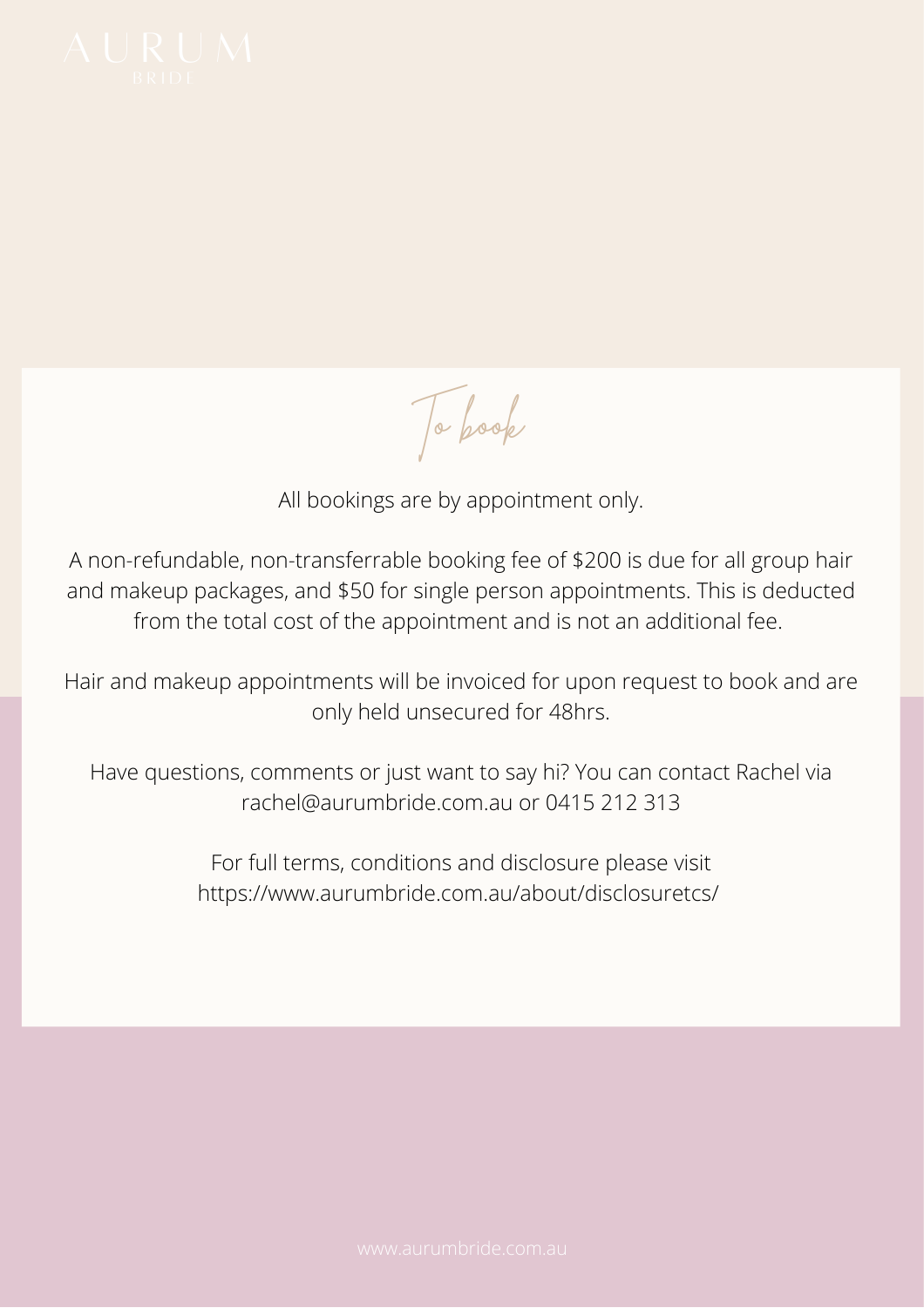AURUM

BRIDE

## To book

All bookings are by appointment only.

A non-refundable, non-transferrable booking fee of $200 is due for all group hair and makeup packages, and $50 for single person appointments. This is deducted from the total cost of the appointment and is not an additional fee.

Hair and makeup appointments will be invoiced for upon request to book and are only held unsecured for 48hrs.

Have questions, comments or just want to say hi? You can contact Rachel via rachel@aurumbride.com.au or 0415 212 313

For full terms, conditions and disclosure please visit https://www.aurumbride.com.au/about/disclosuretcs/

www.aurumbride.com.au